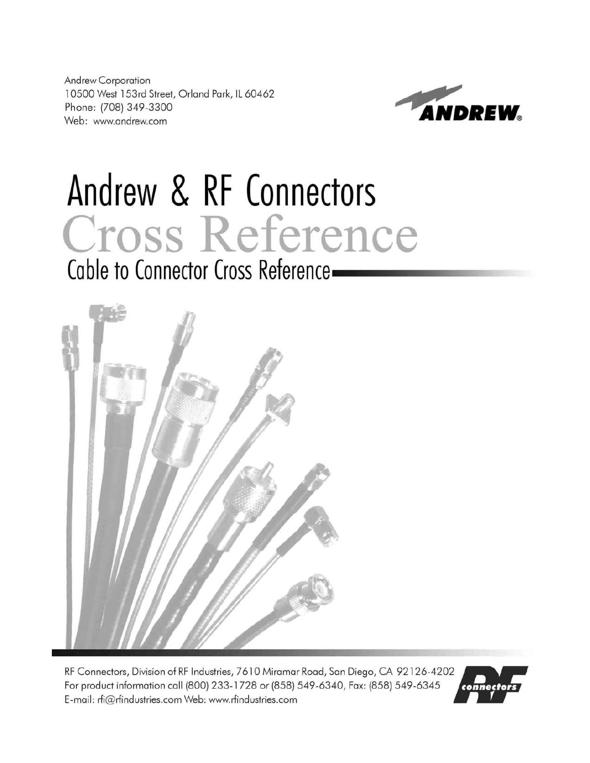Andrew Corporation
10500 West 153rd Street, Orland Park, IL 60462
Phone: (708) 349-3300
Web: www.andrew.com

ANDREW®

# Andrew & RF Connectors

# Cross Reference

## Cable to Connector Cross Reference

RF Connectors, Division of RF Industries, 7610 Miramar Road, San Diego, CA 92126-4202
For product information call (800) 233-1728 or (858) 549-6340, Fax: (858) 549-6345
E-mail: rfi@rfindustries.com Web: www.rfindustries.com

RF connectors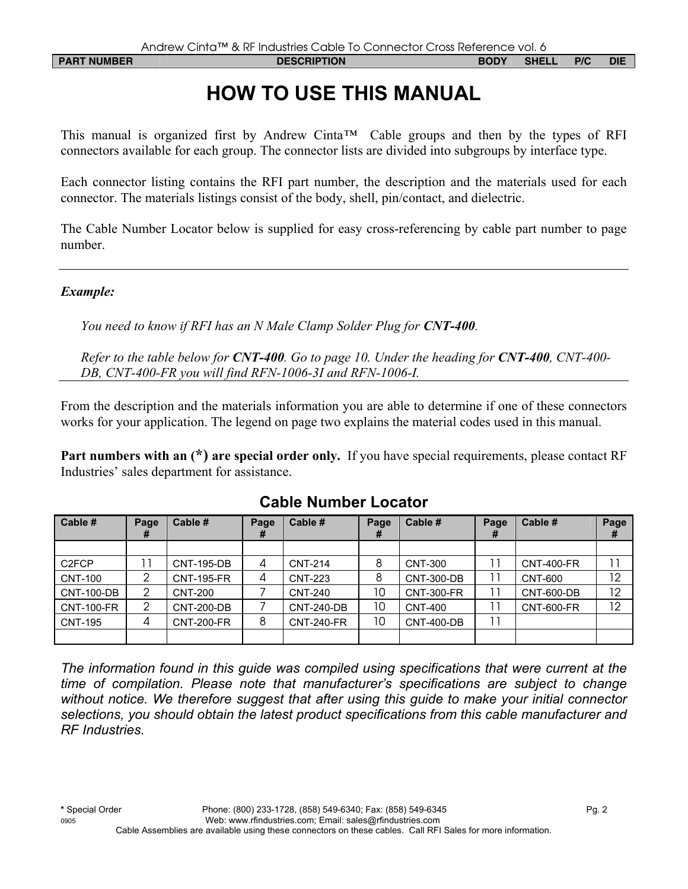# HOW TO USE THIS MANUAL

This manual is organized first by Andrew Cinta™ Cable groups and then by the types of RFI connectors available for each group. The connector lists are divided into subgroups by interface type.

Each connector listing contains the RFI part number, the description and the materials used for each connector. The materials listings consist of the body, shell, pin/contact, and dielectric.

The Cable Number Locator below is supplied for easy cross-referencing by cable part number to page number.

---

***Example:***

*You need to know if RFI has an N Male Clamp Solder Plug for **CNT-400**.*

*Refer to the table below for **CNT-400**. Go to page 10. Under the heading for **CNT-400**, CNT-400-DB, CNT-400-FR you will find RFN-1006-3I and RFN-1006-I.*

---

From the description and the materials information you are able to determine if one of these connectors works for your application. The legend on page two explains the material codes used in this manual.

**Part numbers with an (*) are special order only.** If you have special requirements, please contact RF Industries' sales department for assistance.

## Cable Number Locator

| Cable # | Page # | Cable # | Page # | Cable # | Page # | Cable # | Page # | Cable # | Page # |
|---|---|---|---|---|---|---|---|---|---|
| C2FCP | 11 | CNT-195-DB | 4 | CNT-214 | 8 | CNT-300 | 11 | CNT-400-FR | 11 |
| CNT-100 | 2 | CNT-195-FR | 4 | CNT-223 | 8 | CNT-300-DB | 11 | CNT-600 | 12 |
| CNT-100-DB | 2 | CNT-200 | 7 | CNT-240 | 10 | CNT-300-FR | 11 | CNT-600-DB | 12 |
| CNT-100-FR | 2 | CNT-200-DB | 7 | CNT-240-DB | 10 | CNT-400 | 11 | CNT-600-FR | 12 |
| CNT-195 | 4 | CNT-200-FR | 8 | CNT-240-FR | 10 | CNT-400-DB | 11 | | |

*The information found in this guide was compiled using specifications that were current at the time of compilation. Please note that manufacturer's specifications are subject to change without notice. We therefore suggest that after using this guide to make your initial connector selections, you should obtain the latest product specifications from this cable manufacturer and RF Industries.*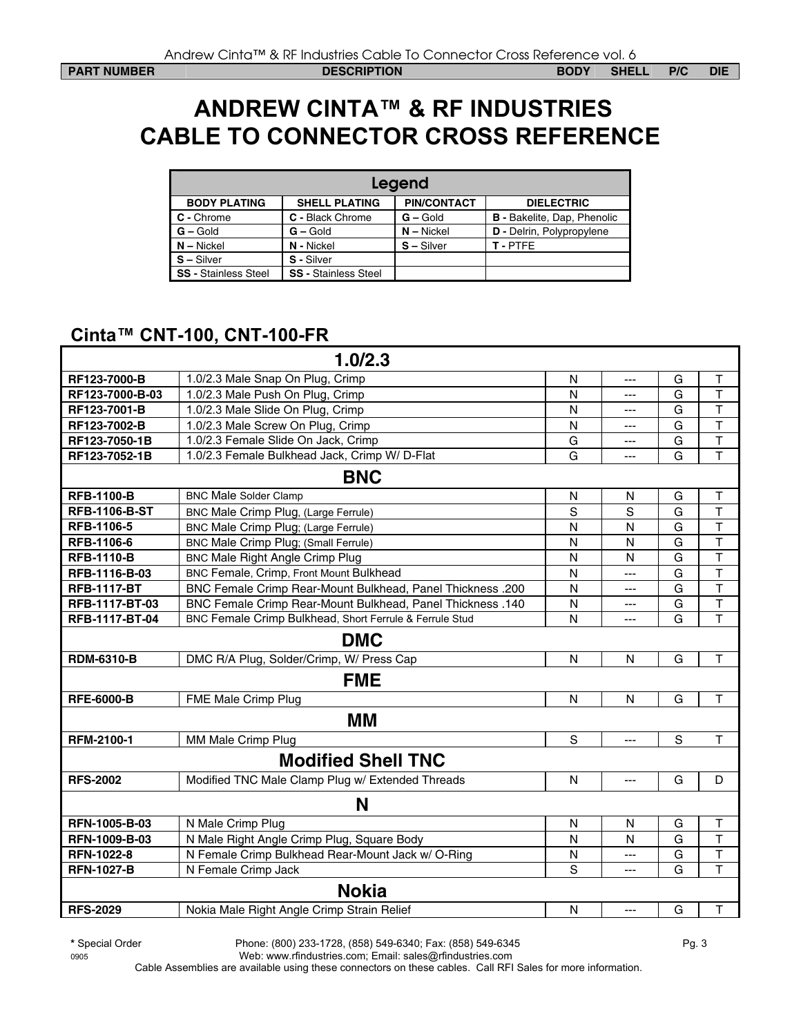# ANDREW CINTA™ & RF INDUSTRIES
# CABLE TO CONNECTOR CROSS REFERENCE

| Legend | | | |
|---|---|---|---|
| **BODY PLATING** | **SHELL PLATING** | **PIN/CONTACT** | **DIELECTRIC** |
| **C -** Chrome | **C -** Black Chrome | **G –** Gold | **B -** Bakelite, Dap, Phenolic |
| **G –** Gold | **G –** Gold | **N –** Nickel | **D -** Delrin, Polypropylene |
| **N –** Nickel | **N -** Nickel | **S –** Silver | **T -** PTFE |
| **S –** Silver | **S -** Silver | | |
| **SS -** Stainless Steel | **SS -** Stainless Steel | | |

## Cinta™ CNT-100, CNT-100-FR

| PART NUMBER | DESCRIPTION | BODY | SHELL | P/C | DIE |
|---|---|---|---|---|---|
| | **1.0/2.3** | | | | |
| **RF123-7000-B** | 1.0/2.3 Male Snap On Plug, Crimp | N | --- | G | T |
| **RF123-7000-B-03** | 1.0/2.3 Male Push On Plug, Crimp | N | --- | G | T |
| **RF123-7001-B** | 1.0/2.3 Male Slide On Plug, Crimp | N | --- | G | T |
| **RF123-7002-B** | 1.0/2.3 Male Screw On Plug, Crimp | N | --- | G | T |
| **RF123-7050-1B** | 1.0/2.3 Female Slide On Jack, Crimp | G | --- | G | T |
| **RF123-7052-1B** | 1.0/2.3 Female Bulkhead Jack, Crimp W/ D-Flat | G | --- | G | T |
| | **BNC** | | | | |
| **RFB-1100-B** | BNC Male Solder Clamp | N | N | G | T |
| **RFB-1106-B-ST** | BNC Male Crimp Plug, (Large Ferrule) | S | S | G | T |
| **RFB-1106-5** | BNC Male Crimp Plug; (Large Ferrule) | N | N | G | T |
| **RFB-1106-6** | BNC Male Crimp Plug; (Small Ferrule) | N | N | G | T |
| **RFB-1110-B** | BNC Male Right Angle Crimp Plug | N | N | G | T |
| **RFB-1116-B-03** | BNC Female, Crimp, Front Mount Bulkhead | N | --- | G | T |
| **RFB-1117-BT** | BNC Female Crimp Rear-Mount Bulkhead, Panel Thickness .200 | N | --- | G | T |
| **RFB-1117-BT-03** | BNC Female Crimp Rear-Mount Bulkhead, Panel Thickness .140 | N | --- | G | T |
| **RFB-1117-BT-04** | BNC Female Crimp Bulkhead, Short Ferrule & Ferrule Stud | N | --- | G | T |
| | **DMC** | | | | |
| **RDM-6310-B** | DMC R/A Plug, Solder/Crimp, W/ Press Cap | N | N | G | T |
| | **FME** | | | | |
| **RFE-6000-B** | FME Male Crimp Plug | N | N | G | T |
| | **MM** | | | | |
| **RFM-2100-1** | MM Male Crimp Plug | S | --- | S | T |
| | **Modified Shell TNC** | | | | |
| **RFS-2002** | Modified TNC Male Clamp Plug w/ Extended Threads | N | --- | G | D |
| | **N** | | | | |
| **RFN-1005-B-03** | N Male Crimp Plug | N | N | G | T |
| **RFN-1009-B-03** | N Male Right Angle Crimp Plug, Square Body | N | N | G | T |
| **RFN-1022-8** | N Female Crimp Bulkhead Rear-Mount Jack w/ O-Ring | N | --- | G | T |
| **RFN-1027-B** | N Female Crimp Jack | S | --- | G | T |
| | **Nokia** | | | | |
| **RFS-2029** | Nokia Male Right Angle Crimp Strain Relief | N | --- | G | T |

**\*** Special Order    Phone: (800) 233-1728, (858) 549-6340; Fax: (858) 549-6345
Web: www.rfindustries.com; Email: sales@rfindustries.com
Cable Assemblies are available using these connectors on these cables. Call RFI Sales for more information.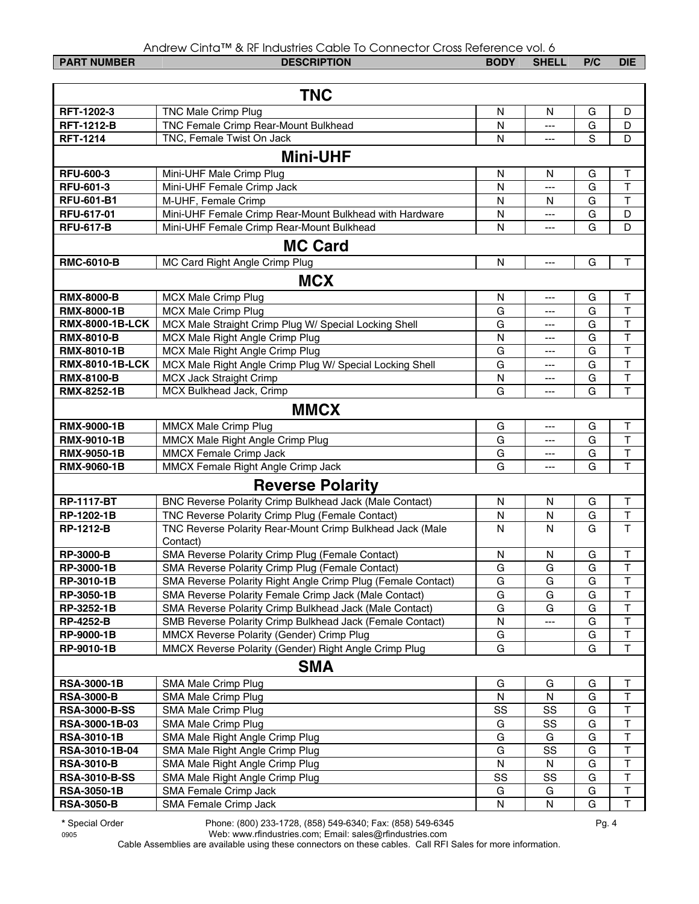| PART NUMBER | DESCRIPTION | BODY | SHELL | P/C | DIE |
|---|---|---|---|---|---|
| **TNC** | | | | | |
| RFT-1202-3 | TNC Male Crimp Plug | N | N | G | D |
| RFT-1212-B | TNC Female Crimp Rear-Mount Bulkhead | N | --- | G | D |
| RFT-1214 | TNC, Female Twist On Jack | N | --- | S | D |
| **Mini-UHF** | | | | | |
| RFU-600-3 | Mini-UHF Male Crimp Plug | N | N | G | T |
| RFU-601-3 | Mini-UHF Female Crimp Jack | N | --- | G | T |
| RFU-601-B1 | M-UHF, Female Crimp | N | N | G | T |
| RFU-617-01 | Mini-UHF Female Crimp Rear-Mount Bulkhead with Hardware | N | --- | G | D |
| RFU-617-B | Mini-UHF Female Crimp Rear-Mount Bulkhead | N | --- | G | D |
| **MC Card** | | | | | |
| RMC-6010-B | MC Card Right Angle Crimp Plug | N | --- | G | T |
| **MCX** | | | | | |
| RMX-8000-B | MCX Male Crimp Plug | N | --- | G | T |
| RMX-8000-1B | MCX Male Crimp Plug | G | --- | G | T |
| RMX-8000-1B-LCK | MCX Male Straight Crimp Plug W/ Special Locking Shell | G | --- | G | T |
| RMX-8010-B | MCX Male Right Angle Crimp Plug | N | --- | G | T |
| RMX-8010-1B | MCX Male Right Angle Crimp Plug | G | --- | G | T |
| RMX-8010-1B-LCK | MCX Male Right Angle Crimp Plug W/ Special Locking Shell | G | --- | G | T |
| RMX-8100-B | MCX Jack Straight Crimp | N | --- | G | T |
| RMX-8252-1B | MCX Bulkhead Jack, Crimp | G | --- | G | T |
| **MMCX** | | | | | |
| RMX-9000-1B | MMCX Male Crimp Plug | G | --- | G | T |
| RMX-9010-1B | MMCX Male Right Angle Crimp Plug | G | --- | G | T |
| RMX-9050-1B | MMCX Female Crimp Jack | G | --- | G | T |
| RMX-9060-1B | MMCX Female Right Angle Crimp Jack | G | --- | G | T |
| **Reverse Polarity** | | | | | |
| RP-1117-BT | BNC Reverse Polarity Crimp Bulkhead Jack (Male Contact) | N | N | G | T |
| RP-1202-1B | TNC Reverse Polarity Crimp Plug (Female Contact) | N | N | G | T |
| RP-1212-B | TNC Reverse Polarity Rear-Mount Crimp Bulkhead Jack (Male Contact) | N | N | G | T |
| RP-3000-B | SMA Reverse Polarity Crimp Plug (Female Contact) | N | N | G | T |
| RP-3000-1B | SMA Reverse Polarity Crimp Plug (Female Contact) | G | G | G | T |
| RP-3010-1B | SMA Reverse Polarity Right Angle Crimp Plug (Female Contact) | G | G | G | T |
| RP-3050-1B | SMA Reverse Polarity Female Crimp Jack (Male Contact) | G | G | G | T |
| RP-3252-1B | SMA Reverse Polarity Crimp Bulkhead Jack (Male Contact) | G | G | G | T |
| RP-4252-B | SMB Reverse Polarity Crimp Bulkhead Jack (Female Contact) | N | --- | G | T |
| RP-9000-1B | MMCX Reverse Polarity (Gender) Crimp Plug | G | | G | T |
| RP-9010-1B | MMCX Reverse Polarity (Gender) Right Angle Crimp Plug | G | | G | T |
| **SMA** | | | | | |
| RSA-3000-1B | SMA Male Crimp Plug | G | G | G | T |
| RSA-3000-B | SMA Male Crimp Plug | N | N | G | T |
| RSA-3000-B-SS | SMA Male Crimp Plug | SS | SS | G | T |
| RSA-3000-1B-03 | SMA Male Crimp Plug | G | SS | G | T |
| RSA-3010-1B | SMA Male Right Angle Crimp Plug | G | G | G | T |
| RSA-3010-1B-04 | SMA Male Right Angle Crimp Plug | G | SS | G | T |
| RSA-3010-B | SMA Male Right Angle Crimp Plug | N | N | G | T |
| RSA-3010-B-SS | SMA Male Right Angle Crimp Plug | SS | SS | G | T |
| RSA-3050-1B | SMA Female Crimp Jack | G | G | G | T |
| RSA-3050-B | SMA Female Crimp Jack | N | N | G | T |

* Special Order

Phone: (800) 233-1728, (858) 549-6340; Fax: (858) 549-6345
Web: www.rfindustries.com; Email: sales@rfindustries.com

Cable Assemblies are available using these connectors on these cables. Call RFI Sales for more information.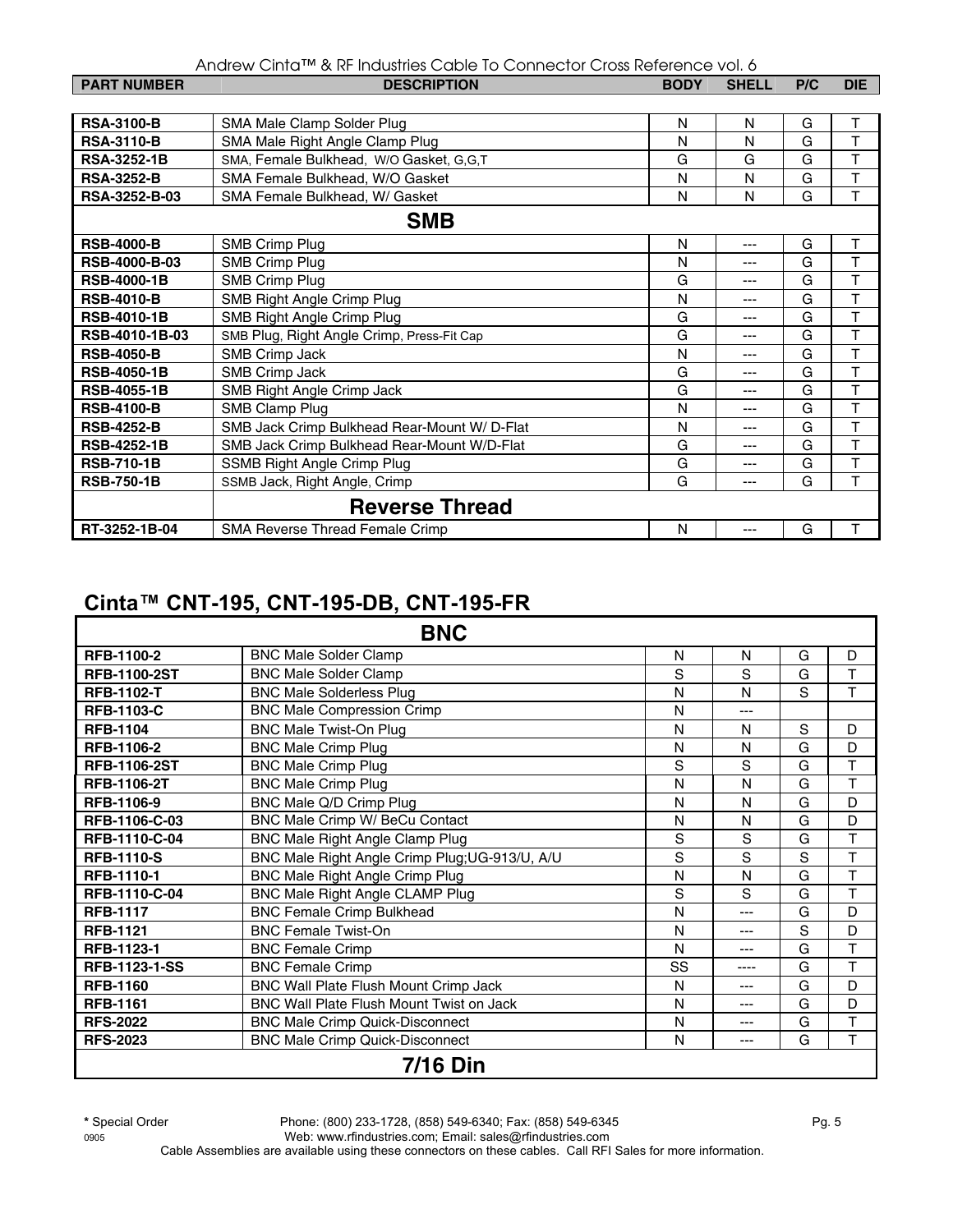| PART NUMBER | DESCRIPTION | BODY | SHELL | P/C | DIE |
|---|---|---|---|---|---|
| **RSA-3100-B** | SMA Male Clamp Solder Plug | N | N | G | T |
| **RSA-3110-B** | SMA Male Right Angle Clamp Plug | N | N | G | T |
| **RSA-3252-1B** | SMA, Female Bulkhead, W/O Gasket, G,G,T | G | G | G | T |
| **RSA-3252-B** | SMA Female Bulkhead, W/O Gasket | N | N | G | T |
| **RSA-3252-B-03** | SMA Female Bulkhead, W/ Gasket | N | N | G | T |
| | **SMB** | | | | |
| **RSB-4000-B** | SMB Crimp Plug | N | --- | G | T |
| **RSB-4000-B-03** | SMB Crimp Plug | N | --- | G | T |
| **RSB-4000-1B** | SMB Crimp Plug | G | --- | G | T |
| **RSB-4010-B** | SMB Right Angle Crimp Plug | N | --- | G | T |
| **RSB-4010-1B** | SMB Right Angle Crimp Plug | G | --- | G | T |
| **RSB-4010-1B-03** | SMB Plug, Right Angle Crimp, Press-Fit Cap | G | --- | G | T |
| **RSB-4050-B** | SMB Crimp Jack | N | --- | G | T |
| **RSB-4050-1B** | SMB Crimp Jack | G | --- | G | T |
| **RSB-4055-1B** | SMB Right Angle Crimp Jack | G | --- | G | T |
| **RSB-4100-B** | SMB Clamp Plug | N | --- | G | T |
| **RSB-4252-B** | SMB Jack Crimp Bulkhead Rear-Mount W/ D-Flat | N | --- | G | T |
| **RSB-4252-1B** | SMB Jack Crimp Bulkhead Rear-Mount W/D-Flat | G | --- | G | T |
| **RSB-710-1B** | SSMB Right Angle Crimp Plug | G | --- | G | T |
| **RSB-750-1B** | SSMB Jack, Right Angle, Crimp | G | --- | G | T |
| | **Reverse Thread** | | | | |
| **RT-3252-1B-04** | SMA Reverse Thread Female Crimp | N | --- | G | T |

## Cinta™ CNT-195, CNT-195-DB, CNT-195-FR

| PART NUMBER | DESCRIPTION | BODY | SHELL | P/C | DIE |
|---|---|---|---|---|---|
| | **BNC** | | | | |
| **RFB-1100-2** | BNC Male Solder Clamp | N | N | G | D |
| **RFB-1100-2ST** | BNC Male Solder Clamp | S | S | G | T |
| **RFB-1102-T** | BNC Male Solderless Plug | N | N | S | T |
| **RFB-1103-C** | BNC Male Compression Crimp | N | --- | | |
| **RFB-1104** | BNC Male Twist-On Plug | N | N | S | D |
| **RFB-1106-2** | BNC Male Crimp Plug | N | N | G | D |
| **RFB-1106-2ST** | BNC Male Crimp Plug | S | S | G | T |
| **RFB-1106-2T** | BNC Male Crimp Plug | N | N | G | T |
| **RFB-1106-9** | BNC Male Q/D Crimp Plug | N | N | G | D |
| **RFB-1106-C-03** | BNC Male Crimp W/ BeCu Contact | N | N | G | D |
| **RFB-1110-C-04** | BNC Male Right Angle Clamp Plug | S | S | G | T |
| **RFB-1110-S** | BNC Male Right Angle Crimp Plug;UG-913/U, A/U | S | S | S | T |
| **RFB-1110-1** | BNC Male Right Angle Crimp Plug | N | N | G | T |
| **RFB-1110-C-04** | BNC Male Right Angle CLAMP Plug | S | S | G | T |
| **RFB-1117** | BNC Female Crimp Bulkhead | N | --- | G | D |
| **RFB-1121** | BNC Female Twist-On | N | --- | S | D |
| **RFB-1123-1** | BNC Female Crimp | N | --- | G | T |
| **RFB-1123-1-SS** | BNC Female Crimp | SS | ---- | G | T |
| **RFB-1160** | BNC Wall Plate Flush Mount Crimp Jack | N | --- | G | D |
| **RFB-1161** | BNC Wall Plate Flush Mount Twist on Jack | N | --- | G | D |
| **RFS-2022** | BNC Male Crimp Quick-Disconnect | N | --- | G | T |
| **RFS-2023** | BNC Male Crimp Quick-Disconnect | N | --- | G | T |
| | **7/16 Din** | | | | |

**\*** Special Order

Phone: (800) 233-1728, (858) 549-6340; Fax: (858) 549-6345
Web: www.rfindustries.com; Email: sales@rfindustries.com
Cable Assemblies are available using these connectors on these cables. Call RFI Sales for more information.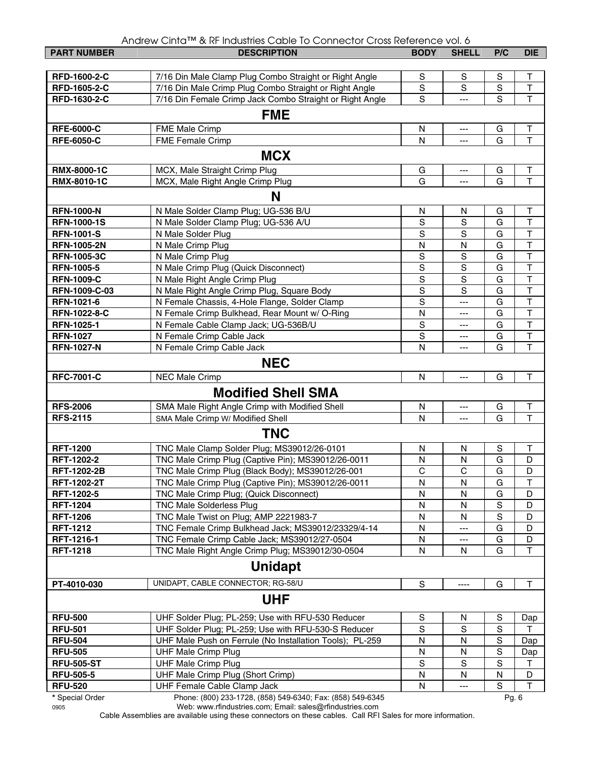Andrew Cinta™ & RF Industries Cable To Connector Cross Reference vol. 6

| PART NUMBER | DESCRIPTION | BODY | SHELL | P/C | DIE |
|---|---|---|---|---|---|
| RFD-1600-2-C | 7/16 Din Male Clamp Plug Combo Straight or Right Angle | S | S | S | T |
| RFD-1605-2-C | 7/16 Din Male Crimp Plug Combo Straight or Right Angle | S | S | S | T |
| RFD-1630-2-C | 7/16 Din Female Crimp Jack Combo Straight or Right Angle | S | --- | S | T |
| **FME** | | | | | |
| RFE-6000-C | FME Male Crimp | N | --- | G | T |
| RFE-6050-C | FME Female Crimp | N | --- | G | T |
| **MCX** | | | | | |
| RMX-8000-1C | MCX, Male Straight Crimp Plug | G | --- | G | T |
| RMX-8010-1C | MCX, Male Right Angle Crimp Plug | G | --- | G | T |
| **N** | | | | | |
| RFN-1000-N | N Male Solder Clamp Plug; UG-536 B/U | N | N | G | T |
| RFN-1000-1S | N Male Solder Clamp Plug; UG-536 A/U | S | S | G | T |
| RFN-1001-S | N Male Solder Plug | S | S | G | T |
| RFN-1005-2N | N Male Crimp Plug | N | N | G | T |
| RFN-1005-3C | N Male Crimp Plug | S | S | G | T |
| RFN-1005-5 | N Male Crimp Plug (Quick Disconnect) | S | S | G | T |
| RFN-1009-C | N Male Right Angle Crimp Plug | S | S | G | T |
| RFN-1009-C-03 | N Male Right Angle Crimp Plug, Square Body | S | S | G | T |
| RFN-1021-6 | N Female Chassis, 4-Hole Flange, Solder Clamp | S | --- | G | T |
| RFN-1022-8-C | N Female Crimp Bulkhead, Rear Mount w/ O-Ring | N | --- | G | T |
| RFN-1025-1 | N Female Cable Clamp Jack; UG-536B/U | S | --- | G | T |
| RFN-1027 | N Female Crimp Cable Jack | S | --- | G | T |
| RFN-1027-N | N Female Crimp Cable Jack | N | --- | G | T |
| **NEC** | | | | | |
| RFC-7001-C | NEC Male Crimp | N | --- | G | T |
| **Modified Shell SMA** | | | | | |
| RFS-2006 | SMA Male Right Angle Crimp with Modified Shell | N | --- | G | T |
| RFS-2115 | SMA Male Crimp W/ Modified Shell | N | --- | G | T |
| **TNC** | | | | | |
| RFT-1200 | TNC Male Clamp Solder Plug; MS39012/26-0101 | N | N | S | T |
| RFT-1202-2 | TNC Male Crimp Plug (Captive Pin); MS39012/26-0011 | N | N | G | D |
| RFT-1202-2B | TNC Male Crimp Plug (Black Body); MS39012/26-001 | C | C | G | D |
| RFT-1202-2T | TNC Male Crimp Plug (Captive Pin); MS39012/26-0011 | N | N | G | T |
| RFT-1202-5 | TNC Male Crimp Plug; (Quick Disconnect) | N | N | G | D |
| RFT-1204 | TNC Male Solderless Plug | N | N | S | D |
| RFT-1206 | TNC Male Twist on Plug; AMP 2221983-7 | N | N | S | D |
| RFT-1212 | TNC Female Crimp Bulkhead Jack; MS39012/23329/4-14 | N | --- | G | D |
| RFT-1216-1 | TNC Female Crimp Cable Jack; MS39012/27-0504 | N | --- | G | D |
| RFT-1218 | TNC Male Right Angle Crimp Plug; MS39012/30-0504 | N | N | G | T |
| **Unidapt** | | | | | |
| PT-4010-030 | UNIDAPT, CABLE CONNECTOR; RG-58/U | S | ---- | G | T |
| **UHF** | | | | | |
| RFU-500 | UHF Solder Plug; PL-259; Use with RFU-530 Reducer | S | N | S | Dap |
| RFU-501 | UHF Solder Plug; PL-259; Use with RFU-530-S Reducer | S | S | S | T |
| RFU-504 | UHF Male Push on Ferrule (No Installation Tools); PL-259 | N | N | S | Dap |
| RFU-505 | UHF Male Crimp Plug | N | N | S | Dap |
| RFU-505-ST | UHF Male Crimp Plug | S | S | S | T |
| RFU-505-5 | UHF Male Crimp Plug (Short Crimp) | N | N | N | D |
| RFU-520 | UHF Female Cable Clamp Jack | N | --- | S | T |

* Special Order

Phone: (800) 233-1728, (858) 549-6340; Fax: (858) 549-6345
Web: www.rfindustries.com; Email: sales@rfindustries.com

0905

Cable Assemblies are available using these connectors on these cables. Call RFI Sales for more information.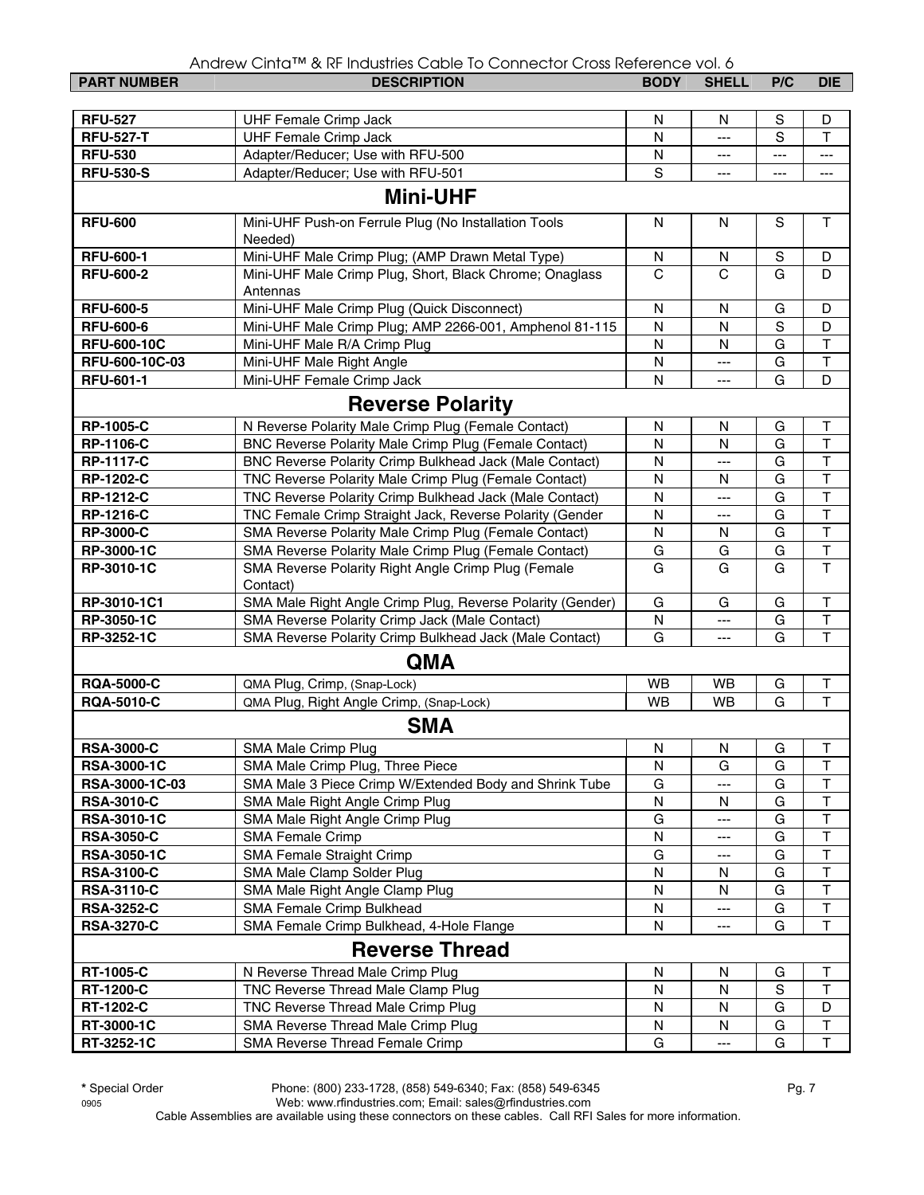| PART NUMBER | DESCRIPTION | BODY | SHELL | P/C | DIE |
|---|---|---|---|---|---|
| **RFU-527** | UHF Female Crimp Jack | N | N | S | D |
| **RFU-527-T** | UHF Female Crimp Jack | N | --- | S | T |
| **RFU-530** | Adapter/Reducer; Use with RFU-500 | N | --- | --- | --- |
| **RFU-530-S** | Adapter/Reducer; Use with RFU-501 | S | --- | --- | --- |
| | **Mini-UHF** | | | | |
| **RFU-600** | Mini-UHF Push-on Ferrule Plug (No Installation Tools Needed) | N | N | S | T |
| **RFU-600-1** | Mini-UHF Male Crimp Plug; (AMP Drawn Metal Type) | N | N | S | D |
| **RFU-600-2** | Mini-UHF Male Crimp Plug, Short, Black Chrome; Onaglass Antennas | C | C | G | D |
| **RFU-600-5** | Mini-UHF Male Crimp Plug (Quick Disconnect) | N | N | G | D |
| **RFU-600-6** | Mini-UHF Male Crimp Plug; AMP 2266-001, Amphenol 81-115 | N | N | S | D |
| **RFU-600-10C** | Mini-UHF Male R/A Crimp Plug | N | N | G | T |
| **RFU-600-10C-03** | Mini-UHF Male Right Angle | N | --- | G | T |
| **RFU-601-1** | Mini-UHF Female Crimp Jack | N | --- | G | D |
| | **Reverse Polarity** | | | | |
| **RP-1005-C** | N Reverse Polarity Male Crimp Plug (Female Contact) | N | N | G | T |
| **RP-1106-C** | BNC Reverse Polarity Male Crimp Plug (Female Contact) | N | N | G | T |
| **RP-1117-C** | BNC Reverse Polarity Crimp Bulkhead Jack (Male Contact) | N | --- | G | T |
| **RP-1202-C** | TNC Reverse Polarity Male Crimp Plug (Female Contact) | N | N | G | T |
| **RP-1212-C** | TNC Reverse Polarity Crimp Bulkhead Jack (Male Contact) | N | --- | G | T |
| **RP-1216-C** | TNC Female Crimp Straight Jack, Reverse Polarity (Gender | N | --- | G | T |
| **RP-3000-C** | SMA Reverse Polarity Male Crimp Plug (Female Contact) | N | N | G | T |
| **RP-3000-1C** | SMA Reverse Polarity Male Crimp Plug (Female Contact) | G | G | G | T |
| **RP-3010-1C** | SMA Reverse Polarity Right Angle Crimp Plug (Female Contact) | G | G | G | T |
| **RP-3010-1C1** | SMA Male Right Angle Crimp Plug, Reverse Polarity (Gender) | G | G | G | T |
| **RP-3050-1C** | SMA Reverse Polarity Crimp Jack (Male Contact) | N | --- | G | T |
| **RP-3252-1C** | SMA Reverse Polarity Crimp Bulkhead Jack (Male Contact) | G | --- | G | T |
| | **QMA** | | | | |
| **RQA-5000-C** | QMA Plug, Crimp, (Snap-Lock) | WB | WB | G | T |
| **RQA-5010-C** | QMA Plug, Right Angle Crimp, (Snap-Lock) | WB | WB | G | T |
| | **SMA** | | | | |
| **RSA-3000-C** | SMA Male Crimp Plug | N | N | G | T |
| **RSA-3000-1C** | SMA Male Crimp Plug, Three Piece | N | G | G | T |
| **RSA-3000-1C-03** | SMA Male 3 Piece Crimp W/Extended Body and Shrink Tube | G | --- | G | T |
| **RSA-3010-C** | SMA Male Right Angle Crimp Plug | N | N | G | T |
| **RSA-3010-1C** | SMA Male Right Angle Crimp Plug | G | --- | G | T |
| **RSA-3050-C** | SMA Female Crimp | N | --- | G | T |
| **RSA-3050-1C** | SMA Female Straight Crimp | G | --- | G | T |
| **RSA-3100-C** | SMA Male Clamp Solder Plug | N | N | G | T |
| **RSA-3110-C** | SMA Male Right Angle Clamp Plug | N | N | G | T |
| **RSA-3252-C** | SMA Female Crimp Bulkhead | N | --- | G | T |
| **RSA-3270-C** | SMA Female Crimp Bulkhead, 4-Hole Flange | N | --- | G | T |
| | **Reverse Thread** | | | | |
| **RT-1005-C** | N Reverse Thread Male Crimp Plug | N | N | G | T |
| **RT-1200-C** | TNC Reverse Thread Male Clamp Plug | N | N | S | T |
| **RT-1202-C** | TNC Reverse Thread Male Crimp Plug | N | N | G | D |
| **RT-3000-1C** | SMA Reverse Thread Male Crimp Plug | N | N | G | T |
| **RT-3252-1C** | SMA Reverse Thread Female Crimp | G | --- | G | T |

**\*** Special Order

Phone: (800) 233-1728, (858) 549-6340; Fax: (858) 549-6345
Web: www.rfindustries.com; Email: sales@rfindustries.com

Cable Assemblies are available using these connectors on these cables. Call RFI Sales for more information.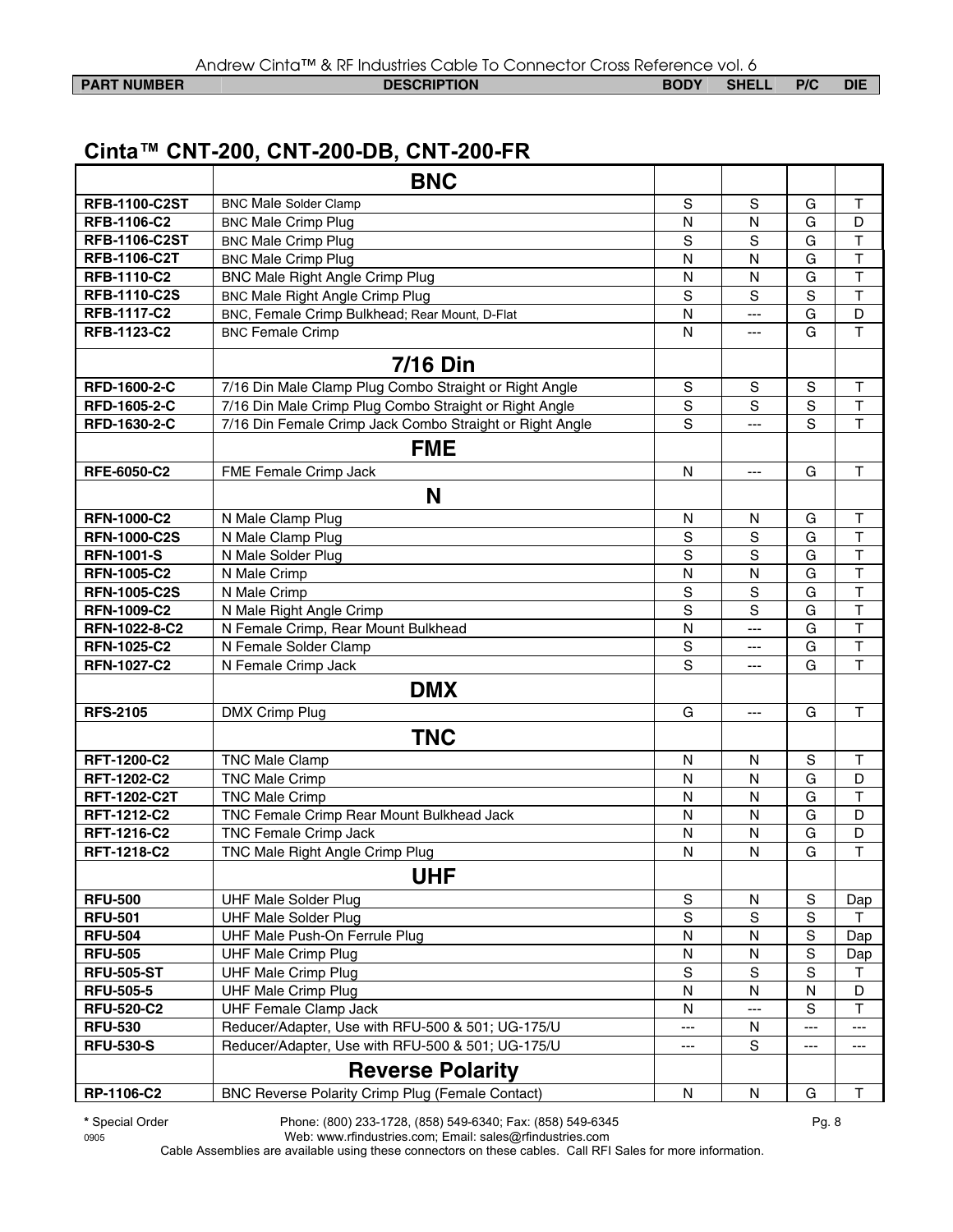## Cinta™ CNT-200, CNT-200-DB, CNT-200-FR

| PART NUMBER | DESCRIPTION | BODY | SHELL | P/C | DIE |
|---|---|---|---|---|---|
| | **BNC** | | | | |
| **RFB-1100-C2ST** | BNC Male Solder Clamp | S | S | G | T |
| **RFB-1106-C2** | BNC Male Crimp Plug | N | N | G | D |
| **RFB-1106-C2ST** | BNC Male Crimp Plug | S | S | G | T |
| **RFB-1106-C2T** | BNC Male Crimp Plug | N | N | G | T |
| **RFB-1110-C2** | BNC Male Right Angle Crimp Plug | N | N | G | T |
| **RFB-1110-C2S** | BNC Male Right Angle Crimp Plug | S | S | S | T |
| **RFB-1117-C2** | BNC, Female Crimp Bulkhead; Rear Mount, D-Flat | N | --- | G | D |
| **RFB-1123-C2** | BNC Female Crimp | N | --- | G | T |
| | **7/16 Din** | | | | |
| **RFD-1600-2-C** | 7/16 Din Male Clamp Plug Combo Straight or Right Angle | S | S | S | T |
| **RFD-1605-2-C** | 7/16 Din Male Crimp Plug Combo Straight or Right Angle | S | S | S | T |
| **RFD-1630-2-C** | 7/16 Din Female Crimp Jack Combo Straight or Right Angle | S | --- | S | T |
| | **FME** | | | | |
| **RFE-6050-C2** | FME Female Crimp Jack | N | --- | G | T |
| | **N** | | | | |
| **RFN-1000-C2** | N Male Clamp Plug | N | N | G | T |
| **RFN-1000-C2S** | N Male Clamp Plug | S | S | G | T |
| **RFN-1001-S** | N Male Solder Plug | S | S | G | T |
| **RFN-1005-C2** | N Male Crimp | N | N | G | T |
| **RFN-1005-C2S** | N Male Crimp | S | S | G | T |
| **RFN-1009-C2** | N Male Right Angle Crimp | S | S | G | T |
| **RFN-1022-8-C2** | N Female Crimp, Rear Mount Bulkhead | N | --- | G | T |
| **RFN-1025-C2** | N Female Solder Clamp | S | --- | G | T |
| **RFN-1027-C2** | N Female Crimp Jack | S | --- | G | T |
| | **DMX** | | | | |
| **RFS-2105** | DMX Crimp Plug | G | --- | G | T |
| | **TNC** | | | | |
| **RFT-1200-C2** | TNC Male Clamp | N | N | S | T |
| **RFT-1202-C2** | TNC Male Crimp | N | N | G | D |
| **RFT-1202-C2T** | TNC Male Crimp | N | N | G | T |
| **RFT-1212-C2** | TNC Female Crimp Rear Mount Bulkhead Jack | N | N | G | D |
| **RFT-1216-C2** | TNC Female Crimp Jack | N | N | G | D |
| **RFT-1218-C2** | TNC Male Right Angle Crimp Plug | N | N | G | T |
| | **UHF** | | | | |
| **RFU-500** | UHF Male Solder Plug | S | N | S | Dap |
| **RFU-501** | UHF Male Solder Plug | S | S | S | T |
| **RFU-504** | UHF Male Push-On Ferrule Plug | N | N | S | Dap |
| **RFU-505** | UHF Male Crimp Plug | N | N | S | Dap |
| **RFU-505-ST** | UHF Male Crimp Plug | S | S | S | T |
| **RFU-505-5** | UHF Male Crimp Plug | N | N | N | D |
| **RFU-520-C2** | UHF Female Clamp Jack | N | --- | S | T |
| **RFU-530** | Reducer/Adapter, Use with RFU-500 & 501; UG-175/U | --- | N | --- | --- |
| **RFU-530-S** | Reducer/Adapter, Use with RFU-500 & 501; UG-175/U | --- | S | --- | --- |
| | **Reverse Polarity** | | | | |
| **RP-1106-C2** | BNC Reverse Polarity Crimp Plug (Female Contact) | N | N | G | T |

**\*** Special Order

Phone: (800) 233-1728, (858) 549-6340; Fax: (858) 549-6345
Web: www.rfindustries.com; Email: sales@rfindustries.com

Cable Assemblies are available using these connectors on these cables. Call RFI Sales for more information.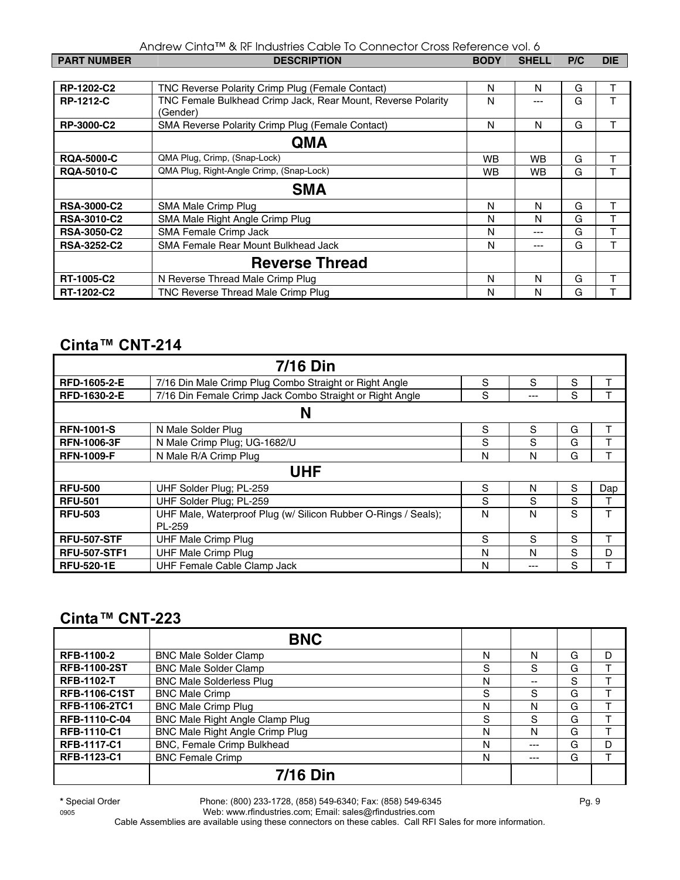| PART NUMBER | DESCRIPTION | BODY | SHELL | P/C | DIE |
|---|---|---|---|---|---|
| RP-1202-C2 | TNC Reverse Polarity Crimp Plug (Female Contact) | N | N | G | T |
| RP-1212-C | TNC Female Bulkhead Crimp Jack, Rear Mount, Reverse Polarity (Gender) | N | --- | G | T |
| RP-3000-C2 | SMA Reverse Polarity Crimp Plug (Female Contact) | N | N | G | T |
| | **QMA** | | | | |
| RQA-5000-C | QMA Plug, Crimp, (Snap-Lock) | WB | WB | G | T |
| RQA-5010-C | QMA Plug, Right-Angle Crimp, (Snap-Lock) | WB | WB | G | T |
| | **SMA** | | | | |
| RSA-3000-C2 | SMA Male Crimp Plug | N | N | G | T |
| RSA-3010-C2 | SMA Male Right Angle Crimp Plug | N | N | G | T |
| RSA-3050-C2 | SMA Female Crimp Jack | N | --- | G | T |
| RSA-3252-C2 | SMA Female Rear Mount Bulkhead Jack | N | --- | G | T |
| | **Reverse Thread** | | | | |
| RT-1005-C2 | N Reverse Thread Male Crimp Plug | N | N | G | T |
| RT-1202-C2 | TNC Reverse Thread Male Crimp Plug | N | N | G | T |

## Cinta™ CNT-214

| | **7/16 Din** | | | | |
|---|---|---|---|---|---|
| RFD-1605-2-E | 7/16 Din Male Crimp Plug Combo Straight or Right Angle | S | S | S | T |
| RFD-1630-2-E | 7/16 Din Female Crimp Jack Combo Straight or Right Angle | S | --- | S | T |
| | **N** | | | | |
| RFN-1001-S | N Male Solder Plug | S | S | G | T |
| RFN-1006-3F | N Male Crimp Plug; UG-1682/U | S | S | G | T |
| RFN-1009-F | N Male R/A Crimp Plug | N | N | G | T |
| | **UHF** | | | | |
| RFU-500 | UHF Solder Plug; PL-259 | S | N | S | Dap |
| RFU-501 | UHF Solder Plug; PL-259 | S | S | S | T |
| RFU-503 | UHF Male, Waterproof Plug (w/ Silicon Rubber O-Rings / Seals); PL-259 | N | N | S | T |
| RFU-507-STF | UHF Male Crimp Plug | S | S | S | T |
| RFU-507-STF1 | UHF Male Crimp Plug | N | N | S | D |
| RFU-520-1E | UHF Female Cable Clamp Jack | N | --- | S | T |

## Cinta™ CNT-223

| | **BNC** | | | | |
|---|---|---|---|---|---|
| RFB-1100-2 | BNC Male Solder Clamp | N | N | G | D |
| RFB-1100-2ST | BNC Male Solder Clamp | S | S | G | T |
| RFB-1102-T | BNC Male Solderless Plug | N | -- | S | T |
| RFB-1106-C1ST | BNC Male Crimp | S | S | G | T |
| RFB-1106-2TC1 | BNC Male Crimp Plug | N | N | G | T |
| RFB-1110-C-04 | BNC Male Right Angle Clamp Plug | S | S | G | T |
| RFB-1110-C1 | BNC Male Right Angle Crimp Plug | N | N | G | T |
| RFB-1117-C1 | BNC, Female Crimp Bulkhead | N | --- | G | D |
| RFB-1123-C1 | BNC Female Crimp | N | --- | G | T |
| | **7/16 Din** | | | | |

* Special Order

Phone: (800) 233-1728, (858) 549-6340; Fax: (858) 549-6345

Web: www.rfindustries.com; Email: sales@rfindustries.com

Cable Assemblies are available using these connectors on these cables. Call RFI Sales for more information.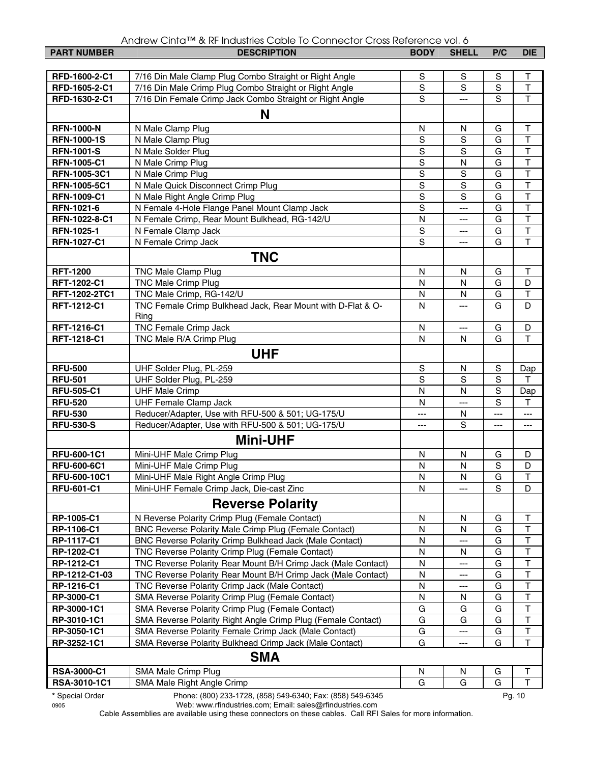| PART NUMBER | DESCRIPTION | BODY | SHELL | P/C | DIE |
|---|---|---|---|---|---|
| **RFD-1600-2-C1** | 7/16 Din Male Clamp Plug Combo Straight or Right Angle | S | S | S | T |
| **RFD-1605-2-C1** | 7/16 Din Male Crimp Plug Combo Straight or Right Angle | S | S | S | T |
| **RFD-1630-2-C1** | 7/16 Din Female Crimp Jack Combo Straight or Right Angle | S | --- | S | T |
| | **N** | | | | |
| **RFN-1000-N** | N Male Clamp Plug | N | N | G | T |
| **RFN-1000-1S** | N Male Clamp Plug | S | S | G | T |
| **RFN-1001-S** | N Male Solder Plug | S | S | G | T |
| **RFN-1005-C1** | N Male Crimp Plug | S | N | G | T |
| **RFN-1005-3C1** | N Male Crimp Plug | S | S | G | T |
| **RFN-1005-5C1** | N Male Quick Disconnect Crimp Plug | S | S | G | T |
| **RFN-1009-C1** | N Male Right Angle Crimp Plug | S | S | G | T |
| **RFN-1021-6** | N Female 4-Hole Flange Panel Mount Clamp Jack | S | --- | G | T |
| **RFN-1022-8-C1** | N Female Crimp, Rear Mount Bulkhead, RG-142/U | N | --- | G | T |
| **RFN-1025-1** | N Female Clamp Jack | S | --- | G | T |
| **RFN-1027-C1** | N Female Crimp Jack | S | --- | G | T |
| | **TNC** | | | | |
| **RFT-1200** | TNC Male Clamp Plug | N | N | G | T |
| **RFT-1202-C1** | TNC Male Crimp Plug | N | N | G | D |
| **RFT-1202-2TC1** | TNC Male Crimp, RG-142/U | N | N | G | T |
| **RFT-1212-C1** | TNC Female Crimp Bulkhead Jack, Rear Mount with D-Flat & O-Ring | N | --- | G | D |
| **RFT-1216-C1** | TNC Female Crimp Jack | N | --- | G | D |
| **RFT-1218-C1** | TNC Male R/A Crimp Plug | N | N | G | T |
| | **UHF** | | | | |
| **RFU-500** | UHF Solder Plug, PL-259 | S | N | S | Dap |
| **RFU-501** | UHF Solder Plug, PL-259 | S | S | S | T |
| **RFU-505-C1** | UHF Male Crimp | N | N | S | Dap |
| **RFU-520** | UHF Female Clamp Jack | N | --- | S | T |
| **RFU-530** | Reducer/Adapter, Use with RFU-500 & 501; UG-175/U | --- | N | --- | --- |
| **RFU-530-S** | Reducer/Adapter, Use with RFU-500 & 501; UG-175/U | --- | S | --- | --- |
| | **Mini-UHF** | | | | |
| **RFU-600-1C1** | Mini-UHF Male Crimp Plug | N | N | G | D |
| **RFU-600-6C1** | Mini-UHF Male Crimp Plug | N | N | S | D |
| **RFU-600-10C1** | Mini-UHF Male Right Angle Crimp Plug | N | N | G | T |
| **RFU-601-C1** | Mini-UHF Female Crimp Jack, Die-cast Zinc | N | --- | S | D |
| | **Reverse Polarity** | | | | |
| **RP-1005-C1** | N Reverse Polarity Crimp Plug (Female Contact) | N | N | G | T |
| **RP-1106-C1** | BNC Reverse Polarity Male Crimp Plug (Female Contact) | N | N | G | T |
| **RP-1117-C1** | BNC Reverse Polarity Crimp Bulkhead Jack (Male Contact) | N | --- | G | T |
| **RP-1202-C1** | TNC Reverse Polarity Crimp Plug (Female Contact) | N | N | G | T |
| **RP-1212-C1** | TNC Reverse Polarity Rear Mount B/H Crimp Jack (Male Contact) | N | --- | G | T |
| **RP-1212-C1-03** | TNC Reverse Polarity Rear Mount B/H Crimp Jack (Male Contact) | N | --- | G | T |
| **RP-1216-C1** | TNC Reverse Polarity Crimp Jack (Male Contact) | N | --- | G | T |
| **RP-3000-C1** | SMA Reverse Polarity Crimp Plug (Female Contact) | N | N | G | T |
| **RP-3000-1C1** | SMA Reverse Polarity Crimp Plug (Female Contact) | G | G | G | T |
| **RP-3010-1C1** | SMA Reverse Polarity Right Angle Crimp Plug (Female Contact) | G | G | G | T |
| **RP-3050-1C1** | SMA Reverse Polarity Female Crimp Jack (Male Contact) | G | --- | G | T |
| **RP-3252-1C1** | SMA Reverse Polarity Bulkhead Crimp Jack (Male Contact) | G | --- | G | T |
| | **SMA** | | | | |
| **RSA-3000-C1** | SMA Male Crimp Plug | N | N | G | T |
| **RSA-3010-1C1** | SMA Male Right Angle Crimp | G | G | G | T |

**\*** Special Order

Phone: (800) 233-1728, (858) 549-6340; Fax: (858) 549-6345
Web: www.rfindustries.com; Email: sales@rfindustries.com

Cable Assemblies are available using these connectors on these cables. Call RFI Sales for more information.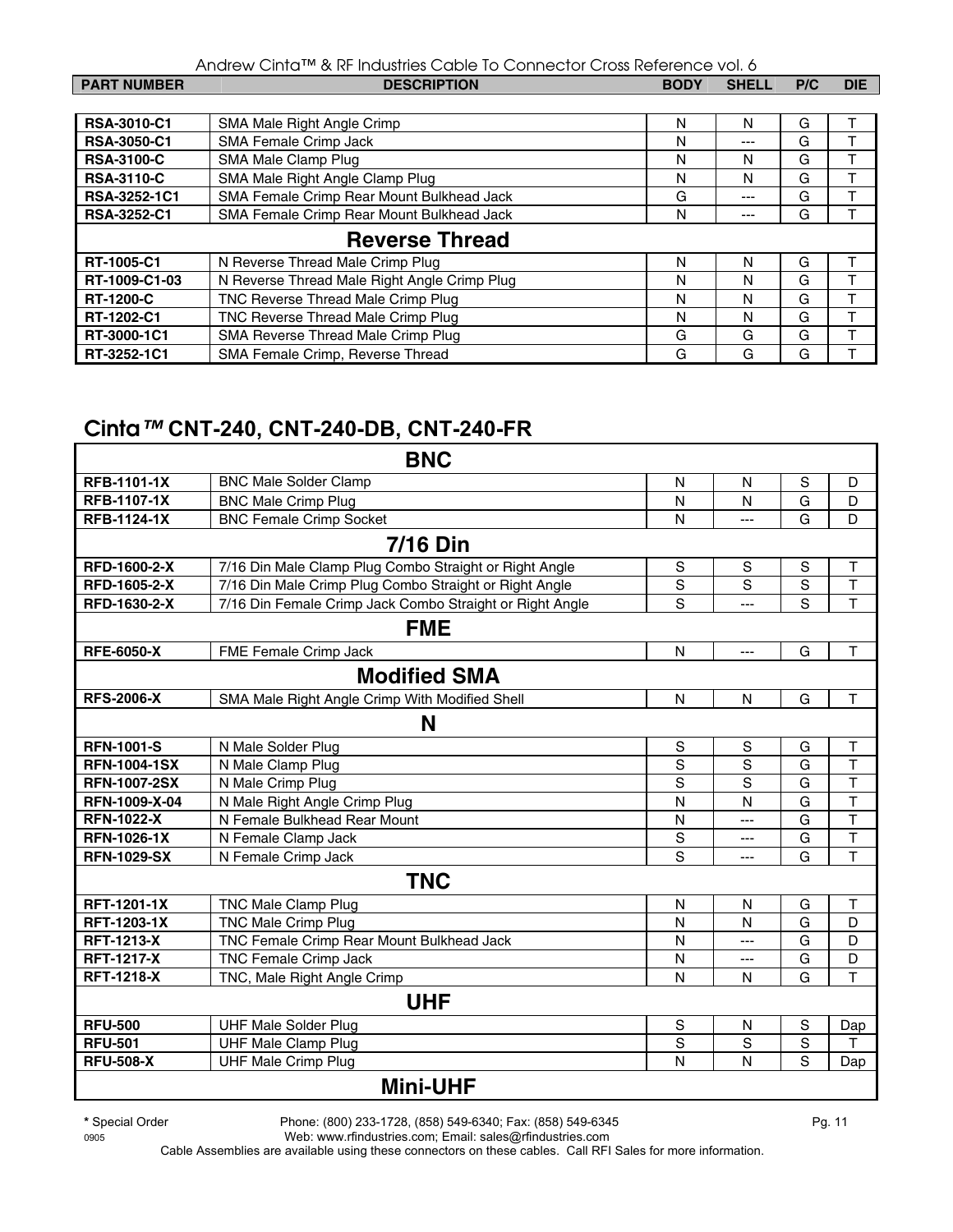| PART NUMBER | DESCRIPTION | BODY | SHELL | P/C | DIE |
|---|---|---|---|---|---|
| RSA-3010-C1 | SMA Male Right Angle Crimp | N | N | G | T |
| RSA-3050-C1 | SMA Female Crimp Jack | N | --- | G | T |
| RSA-3100-C | SMA Male Clamp Plug | N | N | G | T |
| RSA-3110-C | SMA Male Right Angle Clamp Plug | N | N | G | T |
| RSA-3252-1C1 | SMA Female Crimp Rear Mount Bulkhead Jack | G | --- | G | T |
| RSA-3252-C1 | SMA Female Crimp Rear Mount Bulkhead Jack | N | --- | G | T |
| **Reverse Thread** | | | | | |
| RT-1005-C1 | N Reverse Thread Male Crimp Plug | N | N | G | T |
| RT-1009-C1-03 | N Reverse Thread Male Right Angle Crimp Plug | N | N | G | T |
| RT-1200-C | TNC Reverse Thread Male Crimp Plug | N | N | G | T |
| RT-1202-C1 | TNC Reverse Thread Male Crimp Plug | N | N | G | T |
| RT-3000-1C1 | SMA Reverse Thread Male Crimp Plug | G | G | G | T |
| RT-3252-1C1 | SMA Female Crimp, Reverse Thread | G | G | G | T |

## Cinta™ CNT-240, CNT-240-DB, CNT-240-FR

| PART NUMBER | DESCRIPTION | BODY | SHELL | P/C | DIE |
|---|---|---|---|---|---|
| **BNC** | | | | | |
| RFB-1101-1X | BNC Male Solder Clamp | N | N | S | D |
| RFB-1107-1X | BNC Male Crimp Plug | N | N | G | D |
| RFB-1124-1X | BNC Female Crimp Socket | N | --- | G | D |
| **7/16 Din** | | | | | |
| RFD-1600-2-X | 7/16 Din Male Clamp Plug Combo Straight or Right Angle | S | S | S | T |
| RFD-1605-2-X | 7/16 Din Male Crimp Plug Combo Straight or Right Angle | S | S | S | T |
| RFD-1630-2-X | 7/16 Din Female Crimp Jack Combo Straight or Right Angle | S | --- | S | T |
| **FME** | | | | | |
| RFE-6050-X | FME Female Crimp Jack | N | --- | G | T |
| **Modified SMA** | | | | | |
| RFS-2006-X | SMA Male Right Angle Crimp With Modified Shell | N | N | G | T |
| **N** | | | | | |
| RFN-1001-S | N Male Solder Plug | S | S | G | T |
| RFN-1004-1SX | N Male Clamp Plug | S | S | G | T |
| RFN-1007-2SX | N Male Crimp Plug | S | S | G | T |
| RFN-1009-X-04 | N Male Right Angle Crimp Plug | N | N | G | T |
| RFN-1022-X | N Female Bulkhead Rear Mount | N | --- | G | T |
| RFN-1026-1X | N Female Clamp Jack | S | --- | G | T |
| RFN-1029-SX | N Female Crimp Jack | S | --- | G | T |
| **TNC** | | | | | |
| RFT-1201-1X | TNC Male Clamp Plug | N | N | G | T |
| RFT-1203-1X | TNC Male Crimp Plug | N | N | G | D |
| RFT-1213-X | TNC Female Crimp Rear Mount Bulkhead Jack | N | --- | G | D |
| RFT-1217-X | TNC Female Crimp Jack | N | --- | G | D |
| RFT-1218-X | TNC, Male Right Angle Crimp | N | N | G | T |
| **UHF** | | | | | |
| RFU-500 | UHF Male Solder Plug | S | N | S | Dap |
| RFU-501 | UHF Male Clamp Plug | S | S | S | T |
| RFU-508-X | UHF Male Crimp Plug | N | N | S | Dap |
| **Mini-UHF** | | | | | |

* Special Order    Phone: (800) 233-1728, (858) 549-6340; Fax: (858) 549-6345
Web: www.rfindustries.com; Email: sales@rfindustries.com
Cable Assemblies are available using these connectors on these cables. Call RFI Sales for more information.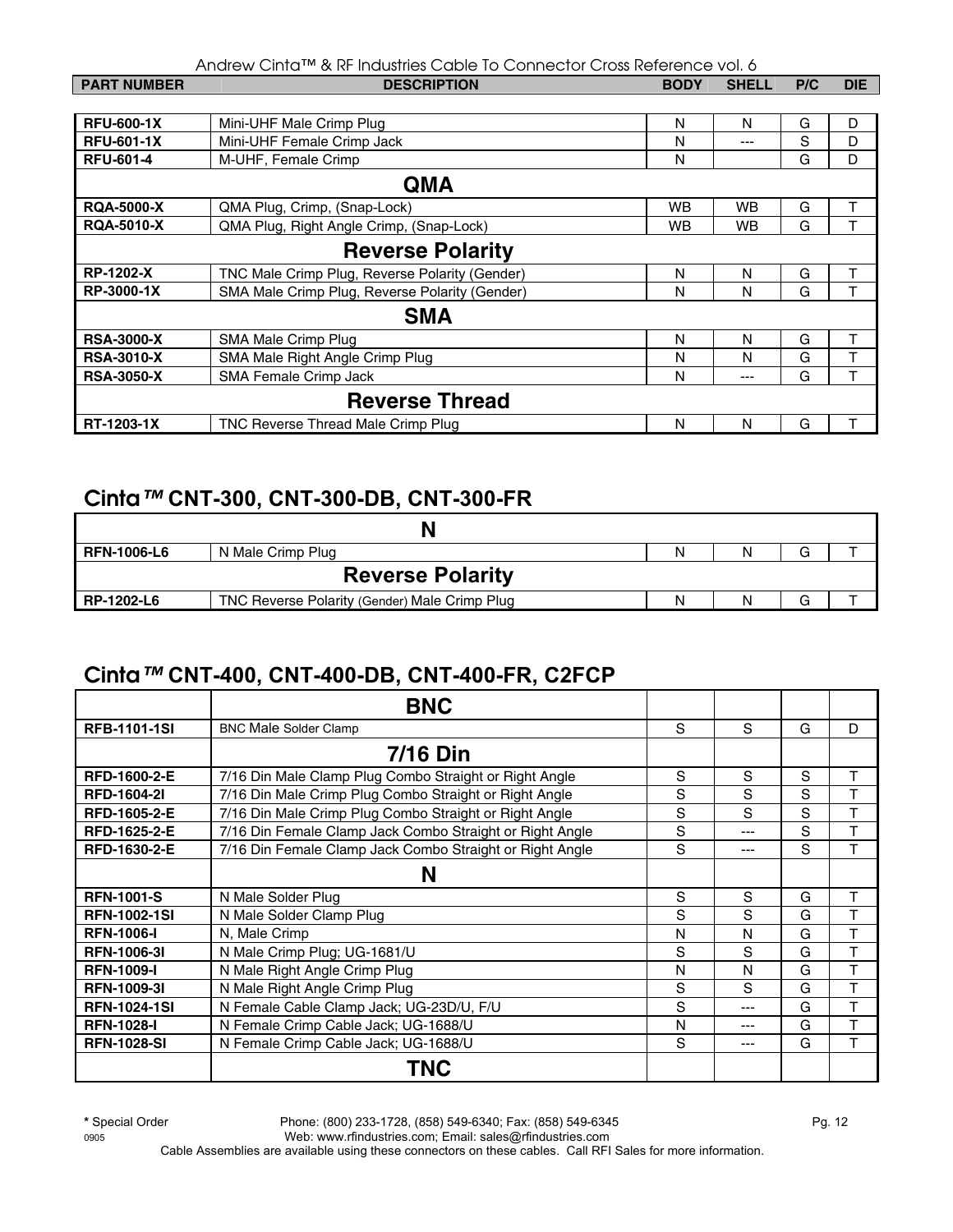| PART NUMBER | DESCRIPTION | BODY | SHELL | P/C | DIE |
|---|---|---|---|---|---|
| RFU-600-1X | Mini-UHF Male Crimp Plug | N | N | G | D |
| RFU-601-1X | Mini-UHF Female Crimp Jack | N | --- | S | D |
| RFU-601-4 | M-UHF, Female Crimp | N | | G | D |
| | **QMA** | | | | |
| RQA-5000-X | QMA Plug, Crimp, (Snap-Lock) | WB | WB | G | T |
| RQA-5010-X | QMA Plug, Right Angle Crimp, (Snap-Lock) | WB | WB | G | T |
| | **Reverse Polarity** | | | | |
| RP-1202-X | TNC Male Crimp Plug, Reverse Polarity (Gender) | N | N | G | T |
| RP-3000-1X | SMA Male Crimp Plug, Reverse Polarity (Gender) | N | N | G | T |
| | **SMA** | | | | |
| RSA-3000-X | SMA Male Crimp Plug | N | N | G | T |
| RSA-3010-X | SMA Male Right Angle Crimp Plug | N | N | G | T |
| RSA-3050-X | SMA Female Crimp Jack | N | --- | G | T |
| | **Reverse Thread** | | | | |
| RT-1203-1X | TNC Reverse Thread Male Crimp Plug | N | N | G | T |

## Cinta™ CNT-300, CNT-300-DB, CNT-300-FR

| | **N** | | | | |
|---|---|---|---|---|---|
| RFN-1006-L6 | N Male Crimp Plug | N | N | G | T |
| | **Reverse Polarity** | | | | |
| RP-1202-L6 | TNC Reverse Polarity (Gender) Male Crimp Plug | N | N | G | T |

## Cinta™ CNT-400, CNT-400-DB, CNT-400-FR, C2FCP

| | **BNC** | | | | |
|---|---|---|---|---|---|
| RFB-1101-1SI | BNC Male Solder Clamp | S | S | G | D |
| | **7/16 Din** | | | | |
| RFD-1600-2-E | 7/16 Din Male Clamp Plug Combo Straight or Right Angle | S | S | S | T |
| RFD-1604-2I | 7/16 Din Male Crimp Plug Combo Straight or Right Angle | S | S | S | T |
| RFD-1605-2-E | 7/16 Din Male Crimp Plug Combo Straight or Right Angle | S | S | S | T |
| RFD-1625-2-E | 7/16 Din Female Clamp Jack Combo Straight or Right Angle | S | --- | S | T |
| RFD-1630-2-E | 7/16 Din Female Clamp Jack Combo Straight or Right Angle | S | --- | S | T |
| | **N** | | | | |
| RFN-1001-S | N Male Solder Plug | S | S | G | T |
| RFN-1002-1SI | N Male Solder Clamp Plug | S | S | G | T |
| RFN-1006-I | N, Male Crimp | N | N | G | T |
| RFN-1006-3I | N Male Crimp Plug; UG-1681/U | S | S | G | T |
| RFN-1009-I | N Male Right Angle Crimp Plug | N | N | G | T |
| RFN-1009-3I | N Male Right Angle Crimp Plug | S | S | G | T |
| RFN-1024-1SI | N Female Cable Clamp Jack; UG-23D/U, F/U | S | --- | G | T |
| RFN-1028-I | N Female Crimp Cable Jack; UG-1688/U | N | --- | G | T |
| RFN-1028-SI | N Female Crimp Cable Jack; UG-1688/U | S | --- | G | T |
| | **TNC** | | | | |

**\*** Special Order

Phone: (800) 233-1728, (858) 549-6340; Fax: (858) 549-6345
Web: www.rfindustries.com; Email: sales@rfindustries.com
Cable Assemblies are available using these connectors on these cables. Call RFI Sales for more information.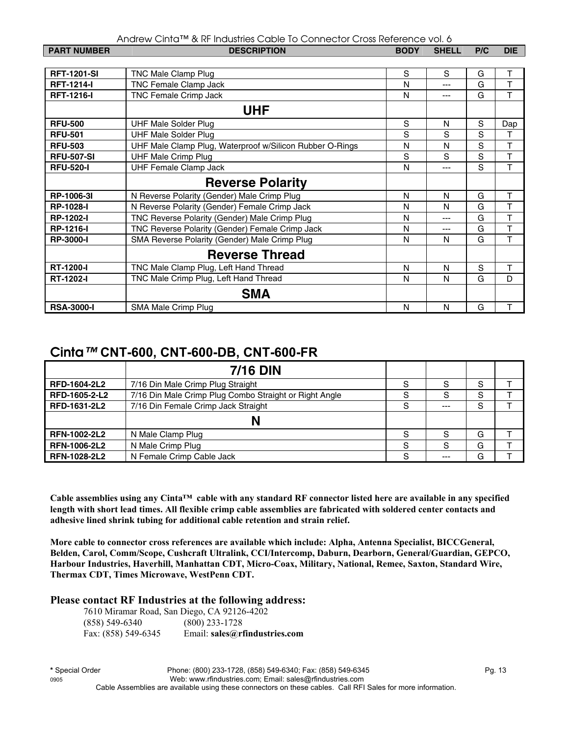| PART NUMBER | DESCRIPTION | BODY | SHELL | P/C | DIE |
|---|---|---|---|---|---|
| **RFT-1201-SI** | TNC Male Clamp Plug | S | S | G | T |
| **RFT-1214-I** | TNC Female Clamp Jack | N | --- | G | T |
| **RFT-1216-I** | TNC Female Crimp Jack | N | --- | G | T |
| | **UHF** | | | | |
| **RFU-500** | UHF Male Solder Plug | S | N | S | Dap |
| **RFU-501** | UHF Male Solder Plug | S | S | S | T |
| **RFU-503** | UHF Male Clamp Plug, Waterproof w/Silicon Rubber O-Rings | N | N | S | T |
| **RFU-507-SI** | UHF Male Crimp Plug | S | S | S | T |
| **RFU-520-I** | UHF Female Clamp Jack | N | --- | S | T |
| | **Reverse Polarity** | | | | |
| **RP-1006-3I** | N Reverse Polarity (Gender) Male Crimp Plug | N | N | G | T |
| **RP-1028-I** | N Reverse Polarity (Gender) Female Crimp Jack | N | N | G | T |
| **RP-1202-I** | TNC Reverse Polarity (Gender) Male Crimp Plug | N | --- | G | T |
| **RP-1216-I** | TNC Reverse Polarity (Gender) Female Crimp Jack | N | --- | G | T |
| **RP-3000-I** | SMA Reverse Polarity (Gender) Male Crimp Plug | N | N | G | T |
| | **Reverse Thread** | | | | |
| **RT-1200-I** | TNC Male Clamp Plug, Left Hand Thread | N | N | S | T |
| **RT-1202-I** | TNC Male Crimp Plug, Left Hand Thread | N | N | G | D |
| | **SMA** | | | | |
| **RSA-3000-I** | SMA Male Crimp Plug | N | N | G | T |

## Cinta™ CNT-600, CNT-600-DB, CNT-600-FR

| | | | | | |
|---|---|---|---|---|---|
| | **7/16 DIN** | | | | |
| **RFD-1604-2L2** | 7/16 Din Male Crimp Plug Straight | S | S | S | T |
| **RFD-1605-2-L2** | 7/16 Din Male Crimp Plug Combo Straight or Right Angle | S | S | S | T |
| **RFD-1631-2L2** | 7/16 Din Female Crimp Jack Straight | S | --- | S | T |
| | **N** | | | | |
| **RFN-1002-2L2** | N Male Clamp Plug | S | S | G | T |
| **RFN-1006-2L2** | N Male Crimp Plug | S | S | G | T |
| **RFN-1028-2L2** | N Female Crimp Cable Jack | S | --- | G | T |

**Cable assemblies using any Cinta™ cable with any standard RF connector listed here are available in any specified length with short lead times. All flexible crimp cable assemblies are fabricated with soldered center contacts and adhesive lined shrink tubing for additional cable retention and strain relief.**

**More cable to connector cross references are available which include: Alpha, Antenna Specialist, BICCGeneral, Belden, Carol, Comm/Scope, Cushcraft Ultralink, CCI/Intercomp, Daburn, Dearborn, General/Guardian, GEPCO, Harbour Industries, Haverhill, Manhattan CDT, Micro-Coax, Military, National, Remee, Saxton, Standard Wire, Thermax CDT, Times Microwave, WestPenn CDT.**

### Please contact RF Industries at the following address:

7610 Miramar Road, San Diego, CA 92126-4202
(858) 549-6340 (800) 233-1728
Fax: (858) 549-6345 Email: **sales@rfindustries.com**

**\*** Special Order

Cable Assemblies are available using these connectors on these cables. Call RFI Sales for more information.